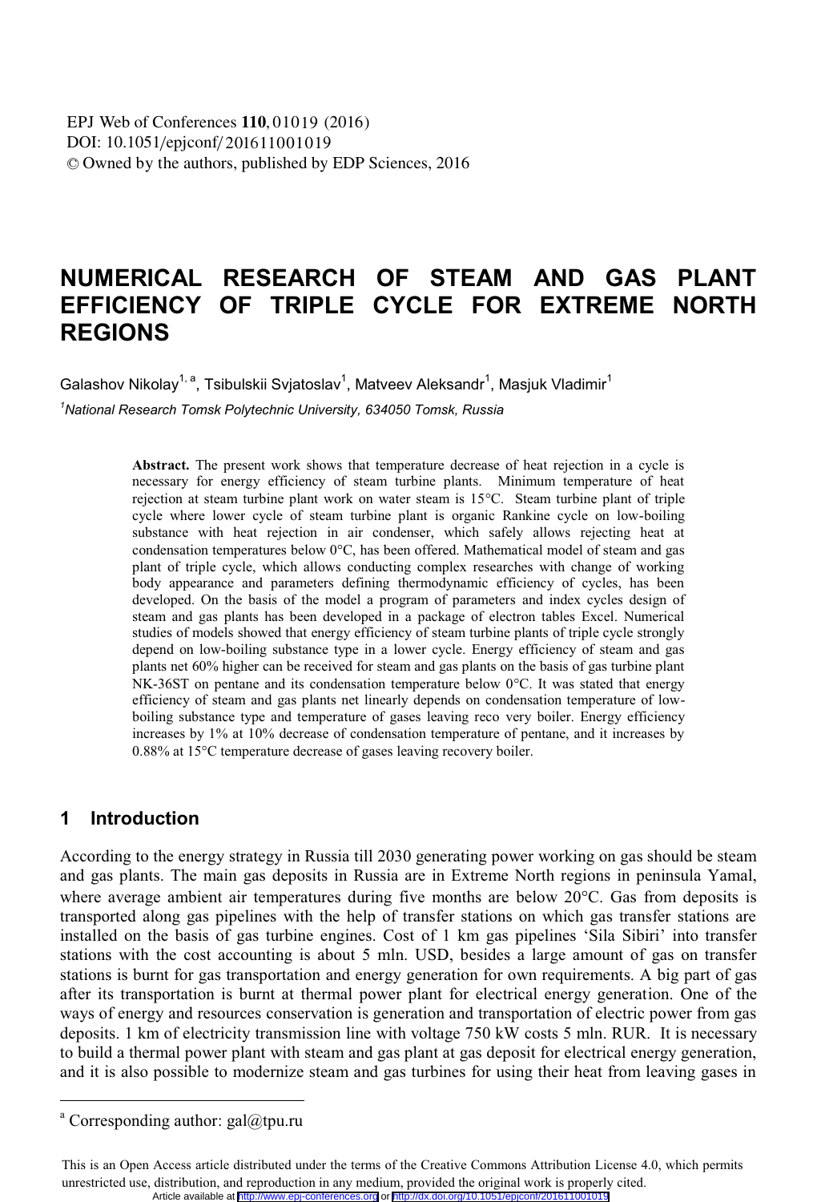# NUMERICAL RESEARCH OF STEAM AND GAS PLANT EFFICIENCY OF TRIPLE CYCLE FOR EXTREME NORTH REGIONS

Galashov Nikolay[1, a], Tsibulskii Svjatoslav[1], Matveev Aleksandr[1], Masjuk Vladimir[1]

[1]*National Research Tomsk Polytechnic University, 634050 Tomsk, Russia*

**Abstract.** The present work shows that temperature decrease of heat rejection in a cycle is necessary for energy efficiency of steam turbine plants. Minimum temperature of heat rejection at steam turbine plant work on water steam is 15°C. Steam turbine plant of triple cycle where lower cycle of steam turbine plant is organic Rankine cycle on low-boiling substance with heat rejection in air condenser, which safely allows rejecting heat at condensation temperatures below 0°C, has been offered. Mathematical model of steam and gas plant of triple cycle, which allows conducting complex researches with change of working body appearance and parameters defining thermodynamic efficiency of cycles, has been developed. On the basis of the model a program of parameters and index cycles design of steam and gas plants has been developed in a package of electron tables Excel. Numerical studies of models showed that energy efficiency of steam turbine plants of triple cycle strongly depend on low-boiling substance type in a lower cycle. Energy efficiency of steam and gas plants net 60% higher can be received for steam and gas plants on the basis of gas turbine plant NK-36ST on pentane and its condensation temperature below 0°C. It was stated that energy efficiency of steam and gas plants net linearly depends on condensation temperature of low-boiling substance type and temperature of gases leaving reco very boiler. Energy efficiency increases by 1% at 10% decrease of condensation temperature of pentane, and it increases by 0.88% at 15°C temperature decrease of gases leaving recovery boiler.

## 1 Introduction

According to the energy strategy in Russia till 2030 generating power working on gas should be steam and gas plants. The main gas deposits in Russia are in Extreme North regions in peninsula Yamal, where average ambient air temperatures during five months are below 20°C. Gas from deposits is transported along gas pipelines with the help of transfer stations on which gas transfer stations are installed on the basis of gas turbine engines. Cost of 1 km gas pipelines 'Sila Sibiri' into transfer stations with the cost accounting is about 5 mln. USD, besides a large amount of gas on transfer stations is burnt for gas transportation and energy generation for own requirements. A big part of gas after its transportation is burnt at thermal power plant for electrical energy generation. One of the ways of energy and resources conservation is generation and transportation of electric power from gas deposits. 1 km of electricity transmission line with voltage 750 kW costs 5 mln. RUR. It is necessary to build a thermal power plant with steam and gas plant at gas deposit for electrical energy generation, and it is also possible to modernize steam and gas turbines for using their heat from leaving gases in

---

[a] Corresponding author: gal@tpu.ru

This is an Open Access article distributed under the terms of the Creative Commons Attribution License 4.0, which permits unrestricted use, distribution, and reproduction in any medium, provided the original work is properly cited.
Article available at http://www.epj-conferences.org or http://dx.doi.org/10.1051/epjconf/201611001019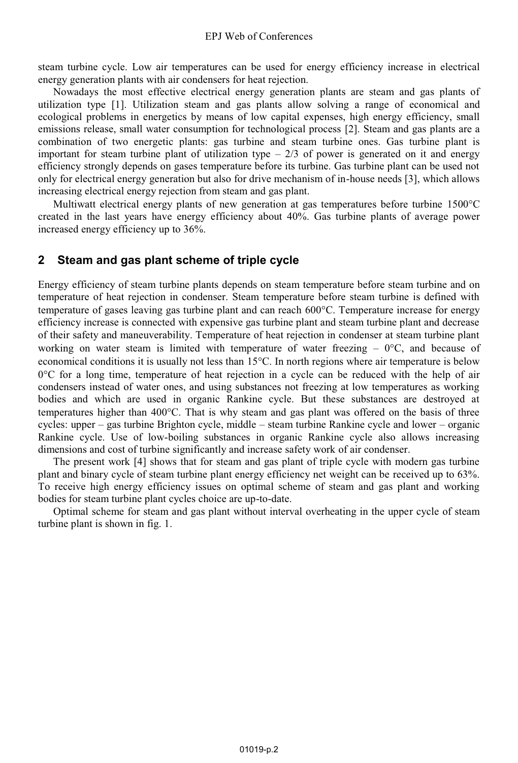steam turbine cycle. Low air temperatures can be used for energy efficiency increase in electrical energy generation plants with air condensers for heat rejection.

Nowadays the most effective electrical energy generation plants are steam and gas plants of utilization type [1]. Utilization steam and gas plants allow solving a range of economical and ecological problems in energetics by means of low capital expenses, high energy efficiency, small emissions release, small water consumption for technological process [2]. Steam and gas plants are a combination of two energetic plants: gas turbine and steam turbine ones. Gas turbine plant is important for steam turbine plant of utilization type – 2/3 of power is generated on it and energy efficiency strongly depends on gases temperature before its turbine. Gas turbine plant can be used not only for electrical energy generation but also for drive mechanism of in-house needs [3], which allows increasing electrical energy rejection from steam and gas plant.

Multiwatt electrical energy plants of new generation at gas temperatures before turbine 1500°C created in the last years have energy efficiency about 40%. Gas turbine plants of average power increased energy efficiency up to 36%.

## 2 Steam and gas plant scheme of triple cycle

Energy efficiency of steam turbine plants depends on steam temperature before steam turbine and on temperature of heat rejection in condenser. Steam temperature before steam turbine is defined with temperature of gases leaving gas turbine plant and can reach 600°C. Temperature increase for energy efficiency increase is connected with expensive gas turbine plant and steam turbine plant and decrease of their safety and maneuverability. Temperature of heat rejection in condenser at steam turbine plant working on water steam is limited with temperature of water freezing – 0°C, and because of economical conditions it is usually not less than 15°C. In north regions where air temperature is below 0°C for a long time, temperature of heat rejection in a cycle can be reduced with the help of air condensers instead of water ones, and using substances not freezing at low temperatures as working bodies and which are used in organic Rankine cycle. But these substances are destroyed at temperatures higher than 400°C. That is why steam and gas plant was offered on the basis of three cycles: upper – gas turbine Brighton cycle, middle – steam turbine Rankine cycle and lower – organic Rankine cycle. Use of low-boiling substances in organic Rankine cycle also allows increasing dimensions and cost of turbine significantly and increase safety work of air condenser.

The present work [4] shows that for steam and gas plant of triple cycle with modern gas turbine plant and binary cycle of steam turbine plant energy efficiency net weight can be received up to 63%. To receive high energy efficiency issues on optimal scheme of steam and gas plant and working bodies for steam turbine plant cycles choice are up-to-date.

Optimal scheme for steam and gas plant without interval overheating in the upper cycle of steam turbine plant is shown in fig. 1.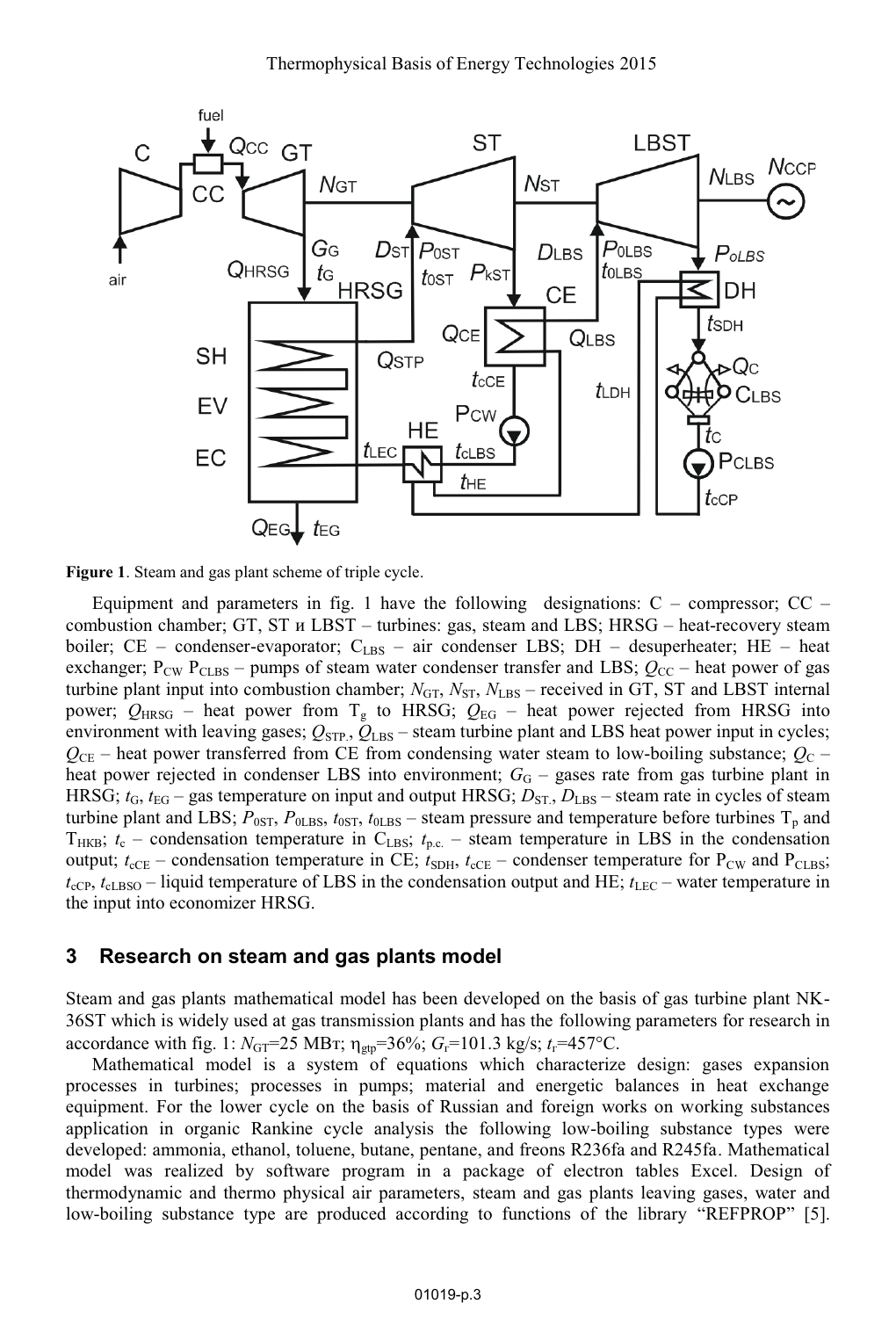**Figure 1**. Steam and gas plant scheme of triple cycle.

Equipment and parameters in fig. 1 have the following designations: C – compressor; CC – combustion chamber; GT, ST и LBST – turbines: gas, steam and LBS; HRSG – heat-recovery steam boiler; CE – condenser-evaporator; $C_{LBS}$ – air condenser LBS; DH – desuperheater; HE – heat exchanger; $P_{CW}$ $P_{CLBS}$ – pumps of steam water condenser transfer and LBS; $Q_{CC}$ – heat power of gas turbine plant input into combustion chamber; $N_{GT}$, $N_{ST}$, $N_{LBS}$ – received in GT, ST and LBST internal power; $Q_{HRSG}$ – heat power from $T_g$ to HRSG; $Q_{EG}$ – heat power rejected from HRSG into environment with leaving gases; $Q_{STP}$, $Q_{LBS}$ – steam turbine plant and LBS heat power input in cycles; $Q_{CE}$ – heat power transferred from CE from condensing water steam to low-boiling substance; $Q_C$ – heat power rejected in condenser LBS into environment; $G_G$ – gases rate from gas turbine plant in HRSG; $t_G$, $t_{EG}$ – gas temperature on input and output HRSG; $D_{ST}$, $D_{LBS}$ – steam rate in cycles of steam turbine plant and LBS; $P_{0ST}$, $P_{0LBS}$, $t_{0ST}$, $t_{0LBS}$ – steam pressure and temperature before turbines $T_p$ and $T_{HKB}$; $t_c$ – condensation temperature in $C_{LBS}$; $t_{p.c.}$ – steam temperature in LBS in the condensation output; $t_{cCE}$ – condensation temperature in CE; $t_{SDH}$, $t_{cCE}$ – condenser temperature for $P_{CW}$ and $P_{CLBS}$; $t_{cCP}$, $t_{cLBSO}$ – liquid temperature of LBS in the condensation output and HE; $t_{LEC}$ – water temperature in the input into economizer HRSG.

## 3 Research on steam and gas plants model

Steam and gas plants mathematical model has been developed on the basis of gas turbine plant NK-36ST which is widely used at gas transmission plants and has the following parameters for research in accordance with fig. 1: $N_{GT}$=25 MBт; $\eta_{gtp}$=36%; $G_r$=101.3 kg/s; $t_r$=457°C.

Mathematical model is a system of equations which characterize design: gases expansion processes in turbines; processes in pumps; material and energetic balances in heat exchange equipment. For the lower cycle on the basis of Russian and foreign works on working substances application in organic Rankine cycle analysis the following low-boiling substance types were developed: ammonia, ethanol, toluene, butane, pentane, and freons R236fa and R245fa. Mathematical model was realized by software program in a package of electron tables Excel. Design of thermodynamic and thermo physical air parameters, steam and gas plants leaving gases, water and low-boiling substance type are produced according to functions of the library "REFPROP" [5].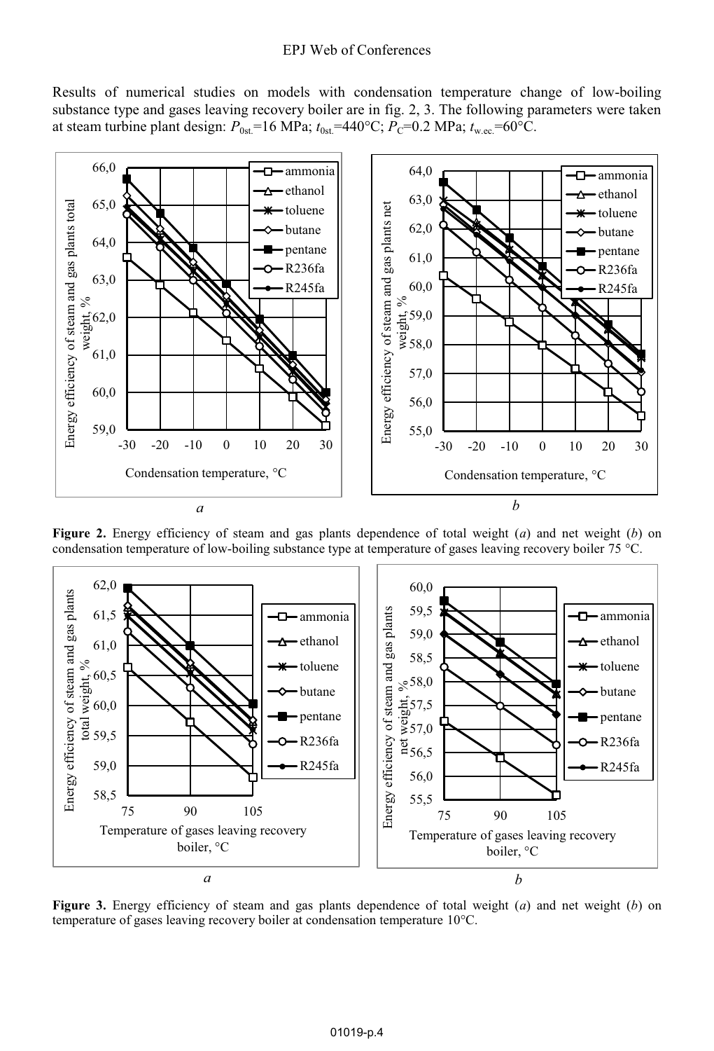Results of numerical studies on models with condensation temperature change of low-boiling substance type and gases leaving recovery boiler are in fig. 2, 3. The following parameters were taken at steam turbine plant design: $P_{0st.}$=16 MPa; $t_{0st.}$=440°C; $P_C$=0.2 MPa; $t_{w.ec.}$=60°C.

**Figure 2.** Energy efficiency of steam and gas plants dependence of total weight (*a*) and net weight (*b*) on condensation temperature of low-boiling substance type at temperature of gases leaving recovery boiler 75 °C.

**Figure 3.** Energy efficiency of steam and gas plants dependence of total weight (*a*) and net weight (*b*) on temperature of gases leaving recovery boiler at condensation temperature 10°C.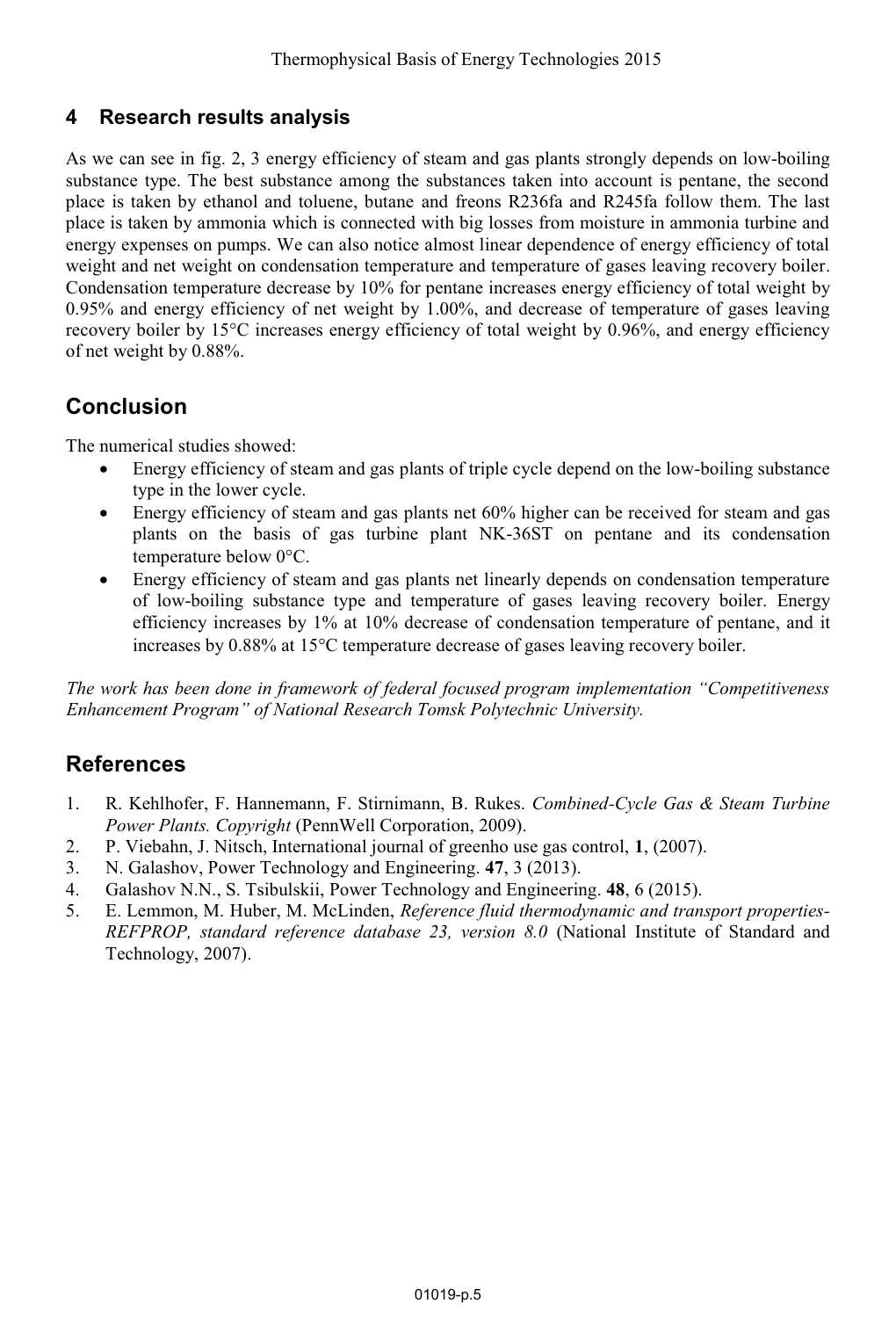## 4 Research results analysis

As we can see in fig. 2, 3 energy efficiency of steam and gas plants strongly depends on low-boiling substance type. The best substance among the substances taken into account is pentane, the second place is taken by ethanol and toluene, butane and freons R236fa and R245fa follow them. The last place is taken by ammonia which is connected with big losses from moisture in ammonia turbine and energy expenses on pumps. We can also notice almost linear dependence of energy efficiency of total weight and net weight on condensation temperature and temperature of gases leaving recovery boiler. Condensation temperature decrease by 10% for pentane increases energy efficiency of total weight by 0.95% and energy efficiency of net weight by 1.00%, and decrease of temperature of gases leaving recovery boiler by 15°C increases energy efficiency of total weight by 0.96%, and energy efficiency of net weight by 0.88%.

## Conclusion

The numerical studies showed:

- Energy efficiency of steam and gas plants of triple cycle depend on the low-boiling substance type in the lower cycle.
- Energy efficiency of steam and gas plants net 60% higher can be received for steam and gas plants on the basis of gas turbine plant NK-36ST on pentane and its condensation temperature below 0°C.
- Energy efficiency of steam and gas plants net linearly depends on condensation temperature of low-boiling substance type and temperature of gases leaving recovery boiler. Energy efficiency increases by 1% at 10% decrease of condensation temperature of pentane, and it increases by 0.88% at 15°C temperature decrease of gases leaving recovery boiler.

*The work has been done in framework of federal focused program implementation "Competitiveness Enhancement Program" of National Research Tomsk Polytechnic University.*

## References

1. R. Kehlhofer, F. Hannemann, F. Stirnimann, B. Rukes. *Combined-Cycle Gas & Steam Turbine Power Plants. Copyright* (PennWell Corporation, 2009).
2. P. Viebahn, J. Nitsch, International journal of greenho use gas control, **1**, (2007).
3. N. Galashov, Power Technology and Engineering. **47**, 3 (2013).
4. Galashov N.N., S. Tsibulskii, Power Technology and Engineering. **48**, 6 (2015).
5. E. Lemmon, M. Huber, M. McLinden, *Reference fluid thermodynamic and transport properties-REFPROP, standard reference database 23, version 8.0* (National Institute of Standard and Technology, 2007).